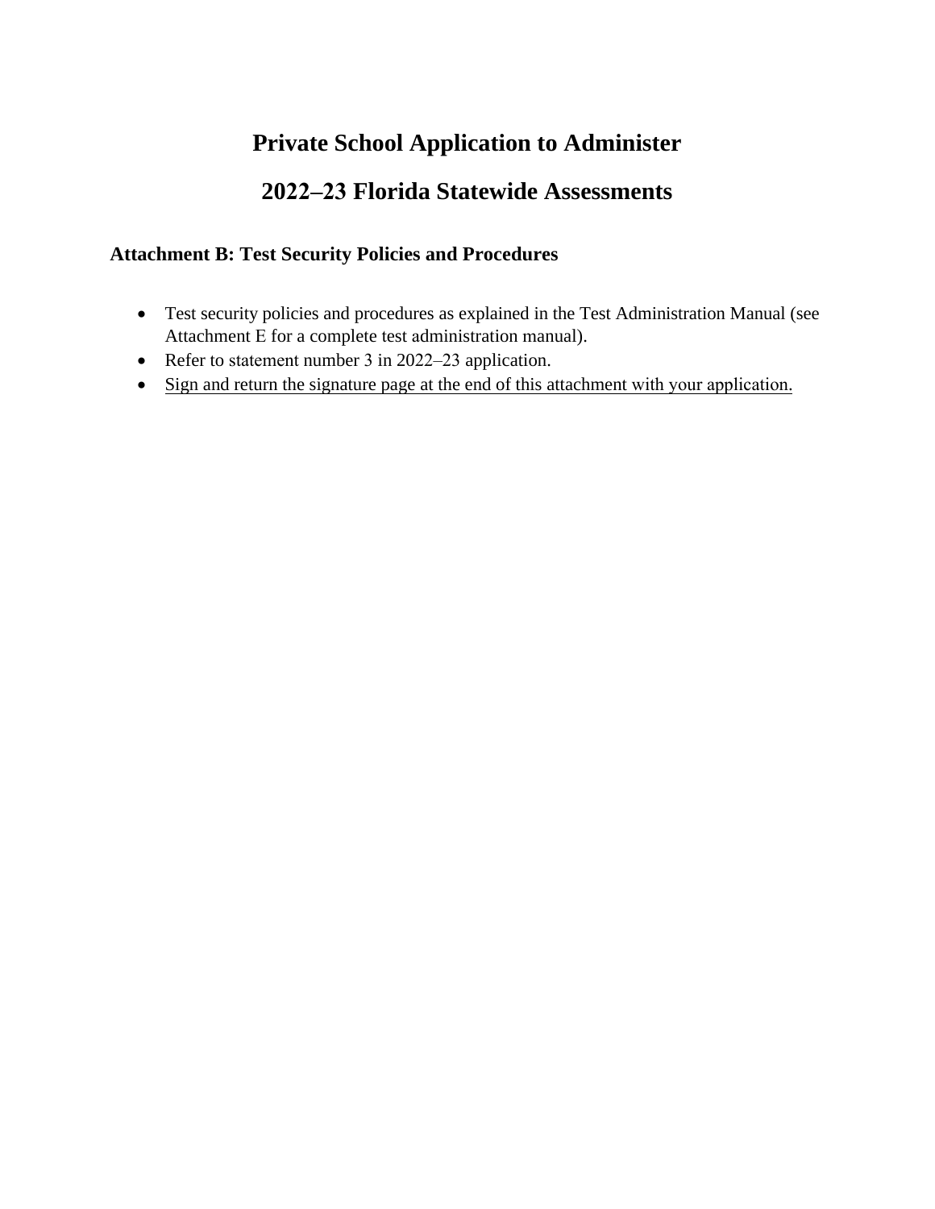# Private School Application to Administer

# 2022–23 Florida Statewide Assessments

## Attachment B: Test Security Policies and Procedures

- Test security policies and procedures as explained in the Test Administration Manual (see Attachment E for a complete test administration manual).
- Refer to statement number 3 in 2022–23 application.
- <u>Sign and return the signature page at the end of this attachment with your application.</u>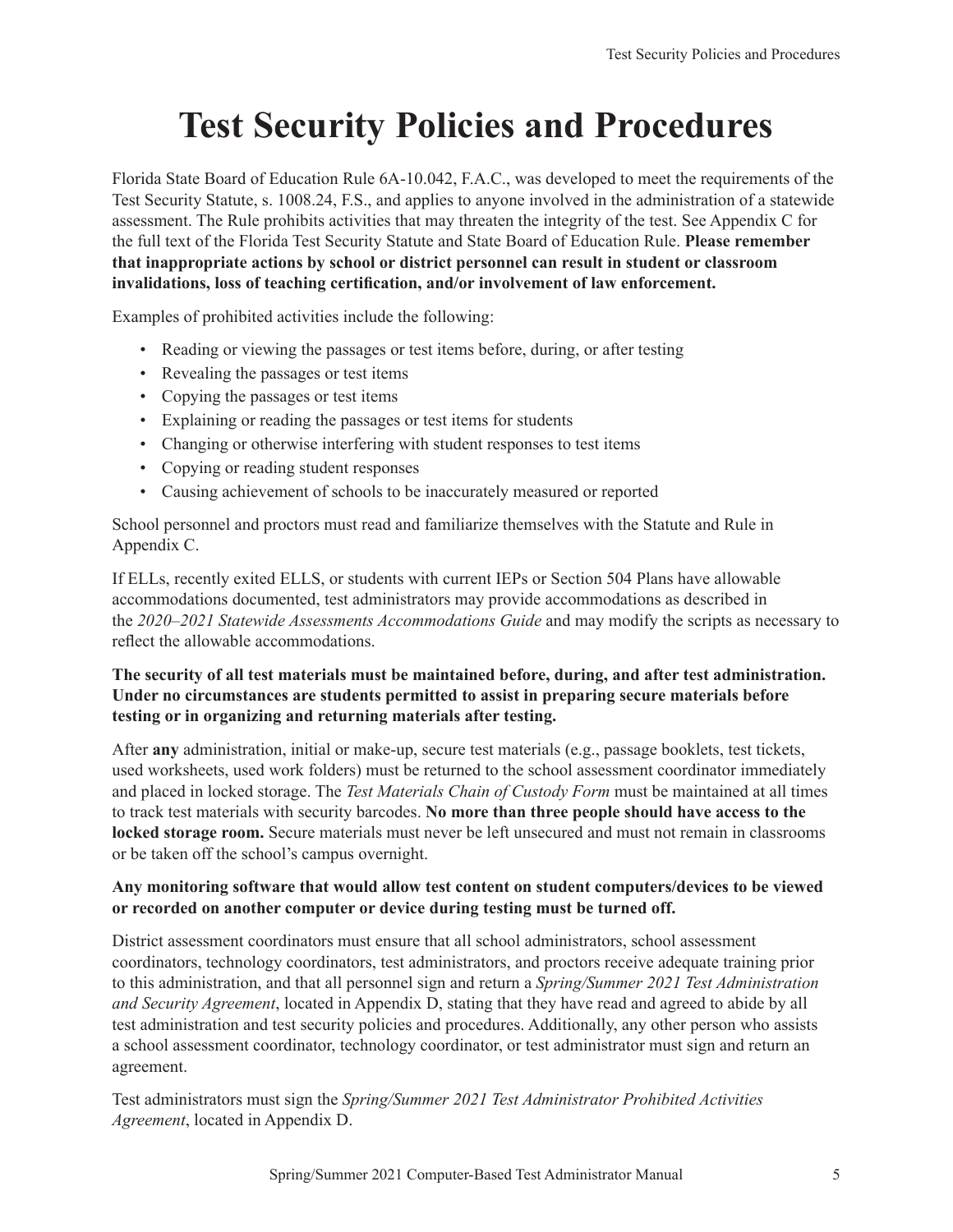# Test Security Policies and Procedures

Florida State Board of Education Rule 6A-10.042, F.A.C., was developed to meet the requirements of the Test Security Statute, s. 1008.24, F.S., and applies to anyone involved in the administration of a statewide assessment. The Rule prohibits activities that may threaten the integrity of the test. See Appendix C for the full text of the Florida Test Security Statute and State Board of Education Rule. **Please remember that inappropriate actions by school or district personnel can result in student or classroom invalidations, loss of teaching certification, and/or involvement of law enforcement.**

Examples of prohibited activities include the following:

- Reading or viewing the passages or test items before, during, or after testing
- Revealing the passages or test items
- Copying the passages or test items
- Explaining or reading the passages or test items for students
- Changing or otherwise interfering with student responses to test items
- Copying or reading student responses
- Causing achievement of schools to be inaccurately measured or reported

School personnel and proctors must read and familiarize themselves with the Statute and Rule in Appendix C.

If ELLs, recently exited ELLS, or students with current IEPs or Section 504 Plans have allowable accommodations documented, test administrators may provide accommodations as described in the *2020–2021 Statewide Assessments Accommodations Guide* and may modify the scripts as necessary to reflect the allowable accommodations.

**The security of all test materials must be maintained before, during, and after test administration. Under no circumstances are students permitted to assist in preparing secure materials before testing or in organizing and returning materials after testing.**

After **any** administration, initial or make-up, secure test materials (e.g., passage booklets, test tickets, used worksheets, used work folders) must be returned to the school assessment coordinator immediately and placed in locked storage. The *Test Materials Chain of Custody Form* must be maintained at all times to track test materials with security barcodes. **No more than three people should have access to the locked storage room.** Secure materials must never be left unsecured and must not remain in classrooms or be taken off the school's campus overnight.

**Any monitoring software that would allow test content on student computers/devices to be viewed or recorded on another computer or device during testing must be turned off.**

District assessment coordinators must ensure that all school administrators, school assessment coordinators, technology coordinators, test administrators, and proctors receive adequate training prior to this administration, and that all personnel sign and return a *Spring/Summer 2021 Test Administration and Security Agreement*, located in Appendix D, stating that they have read and agreed to abide by all test administration and test security policies and procedures. Additionally, any other person who assists a school assessment coordinator, technology coordinator, or test administrator must sign and return an agreement.

Test administrators must sign the *Spring/Summer 2021 Test Administrator Prohibited Activities Agreement*, located in Appendix D.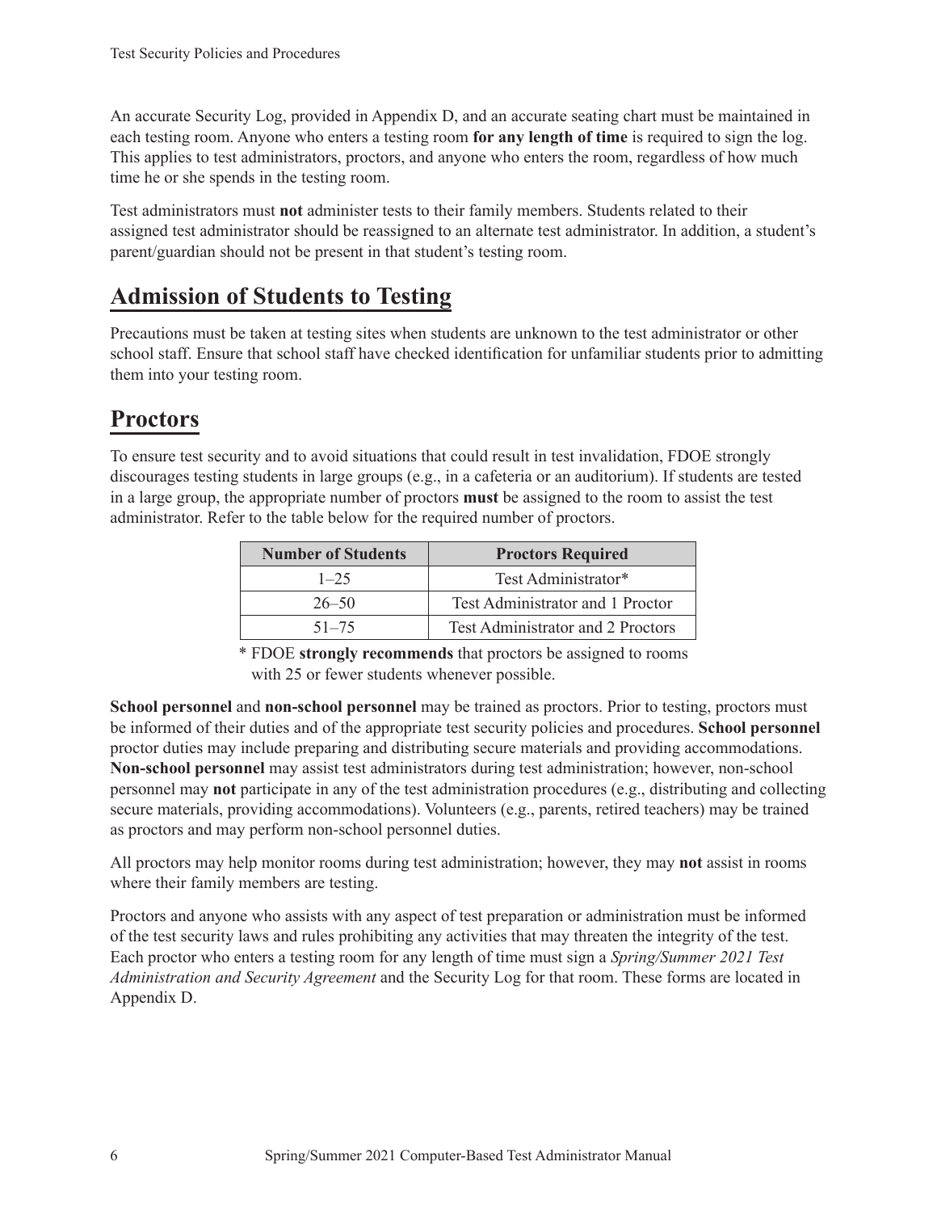An accurate Security Log, provided in Appendix D, and an accurate seating chart must be maintained in each testing room. Anyone who enters a testing room **for any length of time** is required to sign the log. This applies to test administrators, proctors, and anyone who enters the room, regardless of how much time he or she spends in the testing room.

Test administrators must **not** administer tests to their family members. Students related to their assigned test administrator should be reassigned to an alternate test administrator. In addition, a student's parent/guardian should not be present in that student's testing room.

## Admission of Students to Testing

Precautions must be taken at testing sites when students are unknown to the test administrator or other school staff. Ensure that school staff have checked identification for unfamiliar students prior to admitting them into your testing room.

## Proctors

To ensure test security and to avoid situations that could result in test invalidation, FDOE strongly discourages testing students in large groups (e.g., in a cafeteria or an auditorium). If students are tested in a large group, the appropriate number of proctors **must** be assigned to the room to assist the test administrator. Refer to the table below for the required number of proctors.

| Number of Students | Proctors Required |
|---|---|
| 1–25 | Test Administrator* |
| 26–50 | Test Administrator and 1 Proctor |
| 51–75 | Test Administrator and 2 Proctors |

\* FDOE **strongly recommends** that proctors be assigned to rooms with 25 or fewer students whenever possible.

**School personnel** and **non-school personnel** may be trained as proctors. Prior to testing, proctors must be informed of their duties and of the appropriate test security policies and procedures. **School personnel** proctor duties may include preparing and distributing secure materials and providing accommodations. **Non-school personnel** may assist test administrators during test administration; however, non-school personnel may **not** participate in any of the test administration procedures (e.g., distributing and collecting secure materials, providing accommodations). Volunteers (e.g., parents, retired teachers) may be trained as proctors and may perform non-school personnel duties.

All proctors may help monitor rooms during test administration; however, they may **not** assist in rooms where their family members are testing.

Proctors and anyone who assists with any aspect of test preparation or administration must be informed of the test security laws and rules prohibiting any activities that may threaten the integrity of the test. Each proctor who enters a testing room for any length of time must sign a *Spring/Summer 2021 Test Administration and Security Agreement* and the Security Log for that room. These forms are located in Appendix D.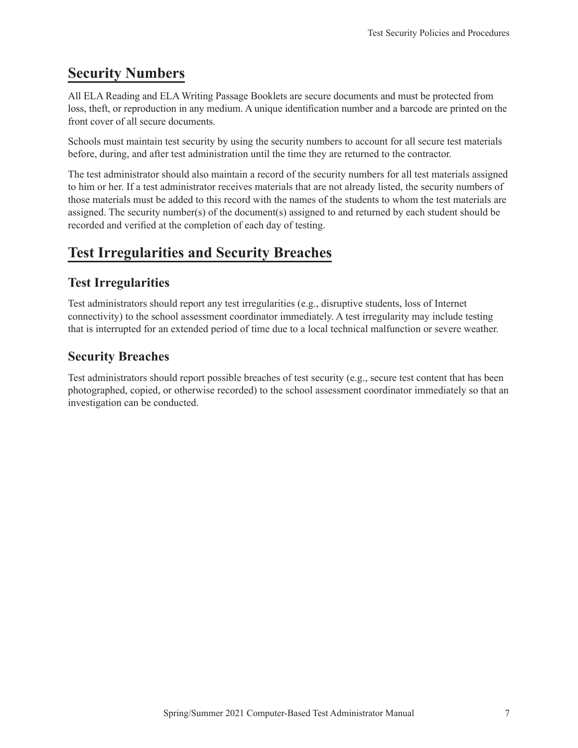## Security Numbers

All ELA Reading and ELA Writing Passage Booklets are secure documents and must be protected from loss, theft, or reproduction in any medium. A unique identification number and a barcode are printed on the front cover of all secure documents.

Schools must maintain test security by using the security numbers to account for all secure test materials before, during, and after test administration until the time they are returned to the contractor.

The test administrator should also maintain a record of the security numbers for all test materials assigned to him or her. If a test administrator receives materials that are not already listed, the security numbers of those materials must be added to this record with the names of the students to whom the test materials are assigned. The security number(s) of the document(s) assigned to and returned by each student should be recorded and verified at the completion of each day of testing.

## Test Irregularities and Security Breaches

### Test Irregularities

Test administrators should report any test irregularities (e.g., disruptive students, loss of Internet connectivity) to the school assessment coordinator immediately. A test irregularity may include testing that is interrupted for an extended period of time due to a local technical malfunction or severe weather.

### Security Breaches

Test administrators should report possible breaches of test security (e.g., secure test content that has been photographed, copied, or otherwise recorded) to the school assessment coordinator immediately so that an investigation can be conducted.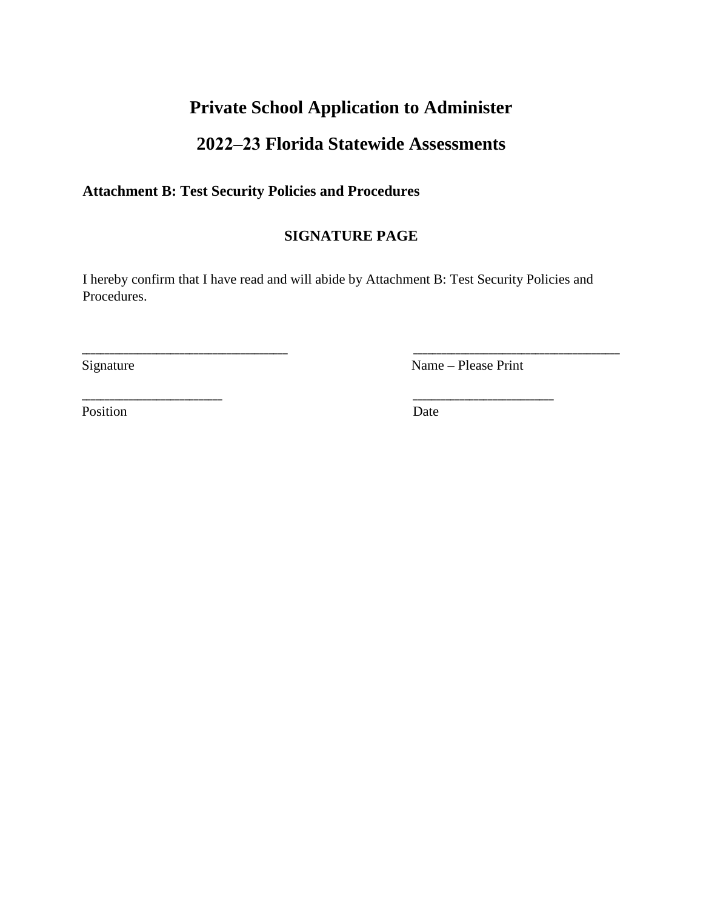# Private School Application to Administer

# 2022–23 Florida Statewide Assessments

### Attachment B: Test Security Policies and Procedures

**SIGNATURE PAGE**

I hereby confirm that I have read and will abide by Attachment B: Test Security Policies and Procedures.

| | |
|---|---|
| ______________________________ | ______________________________ |
| Signature | Name – Please Print |
| ____________________ | ____________________ |
| Position | Date |